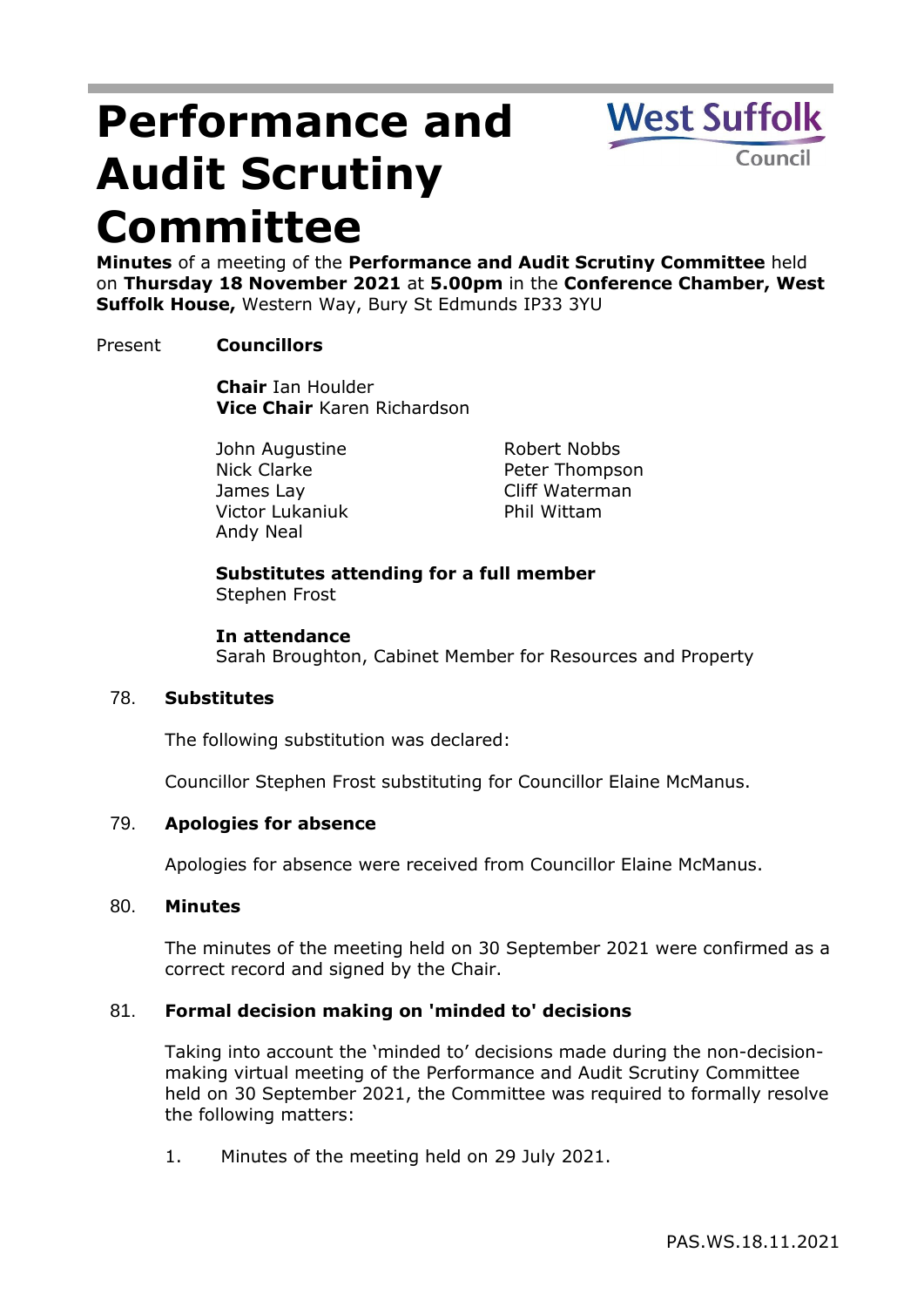# Performance and Audit Scrutiny Committee

West Suffolk Council

**Minutes** of a meeting of the **Performance and Audit Scrutiny Committee** held on **Thursday 18 November 2021** at **5.00pm** in the **Conference Chamber, West Suffolk House,** Western Way, Bury St Edmunds IP33 3YU

Present **Councillors**

**Chair** Ian Houlder
**Vice Chair** Karen Richardson

John Augustine
Nick Clarke
James Lay
Victor Lukaniuk
Andy Neal
Robert Nobbs
Peter Thompson
Cliff Waterman
Phil Wittam

**Substitutes attending for a full member**
Stephen Frost

**In attendance**
Sarah Broughton, Cabinet Member for Resources and Property

## 78. Substitutes

The following substitution was declared:

Councillor Stephen Frost substituting for Councillor Elaine McManus.

## 79. Apologies for absence

Apologies for absence were received from Councillor Elaine McManus.

## 80. Minutes

The minutes of the meeting held on 30 September 2021 were confirmed as a correct record and signed by the Chair.

## 81. Formal decision making on 'minded to' decisions

Taking into account the 'minded to' decisions made during the non-decision-making virtual meeting of the Performance and Audit Scrutiny Committee held on 30 September 2021, the Committee was required to formally resolve the following matters:

1. Minutes of the meeting held on 29 July 2021.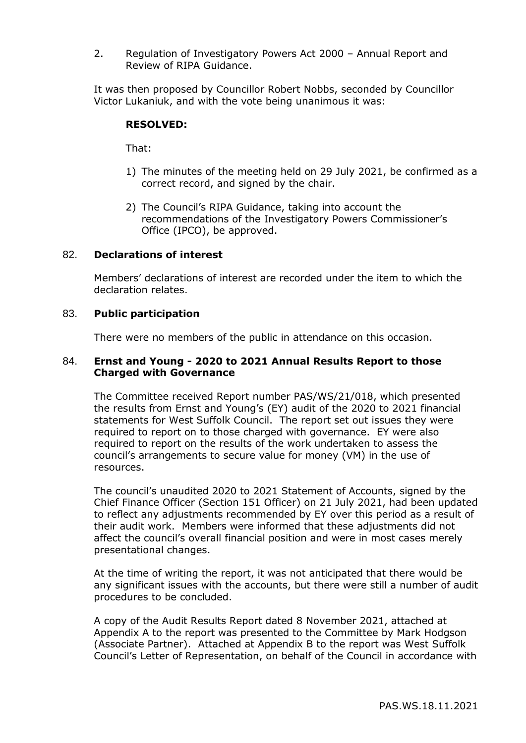2. Regulation of Investigatory Powers Act 2000 – Annual Report and Review of RIPA Guidance.

It was then proposed by Councillor Robert Nobbs, seconded by Councillor Victor Lukaniuk, and with the vote being unanimous it was:

**RESOLVED:**

That:

1) The minutes of the meeting held on 29 July 2021, be confirmed as a correct record, and signed by the chair.
2) The Council's RIPA Guidance, taking into account the recommendations of the Investigatory Powers Commissioner's Office (IPCO), be approved.

## 82. Declarations of interest

Members' declarations of interest are recorded under the item to which the declaration relates.

## 83. Public participation

There were no members of the public in attendance on this occasion.

## 84. Ernst and Young - 2020 to 2021 Annual Results Report to those Charged with Governance

The Committee received Report number PAS/WS/21/018, which presented the results from Ernst and Young's (EY) audit of the 2020 to 2021 financial statements for West Suffolk Council. The report set out issues they were required to report on to those charged with governance. EY were also required to report on the results of the work undertaken to assess the council's arrangements to secure value for money (VM) in the use of resources.

The council's unaudited 2020 to 2021 Statement of Accounts, signed by the Chief Finance Officer (Section 151 Officer) on 21 July 2021, had been updated to reflect any adjustments recommended by EY over this period as a result of their audit work. Members were informed that these adjustments did not affect the council's overall financial position and were in most cases merely presentational changes.

At the time of writing the report, it was not anticipated that there would be any significant issues with the accounts, but there were still a number of audit procedures to be concluded.

A copy of the Audit Results Report dated 8 November 2021, attached at Appendix A to the report was presented to the Committee by Mark Hodgson (Associate Partner). Attached at Appendix B to the report was West Suffolk Council's Letter of Representation, on behalf of the Council in accordance with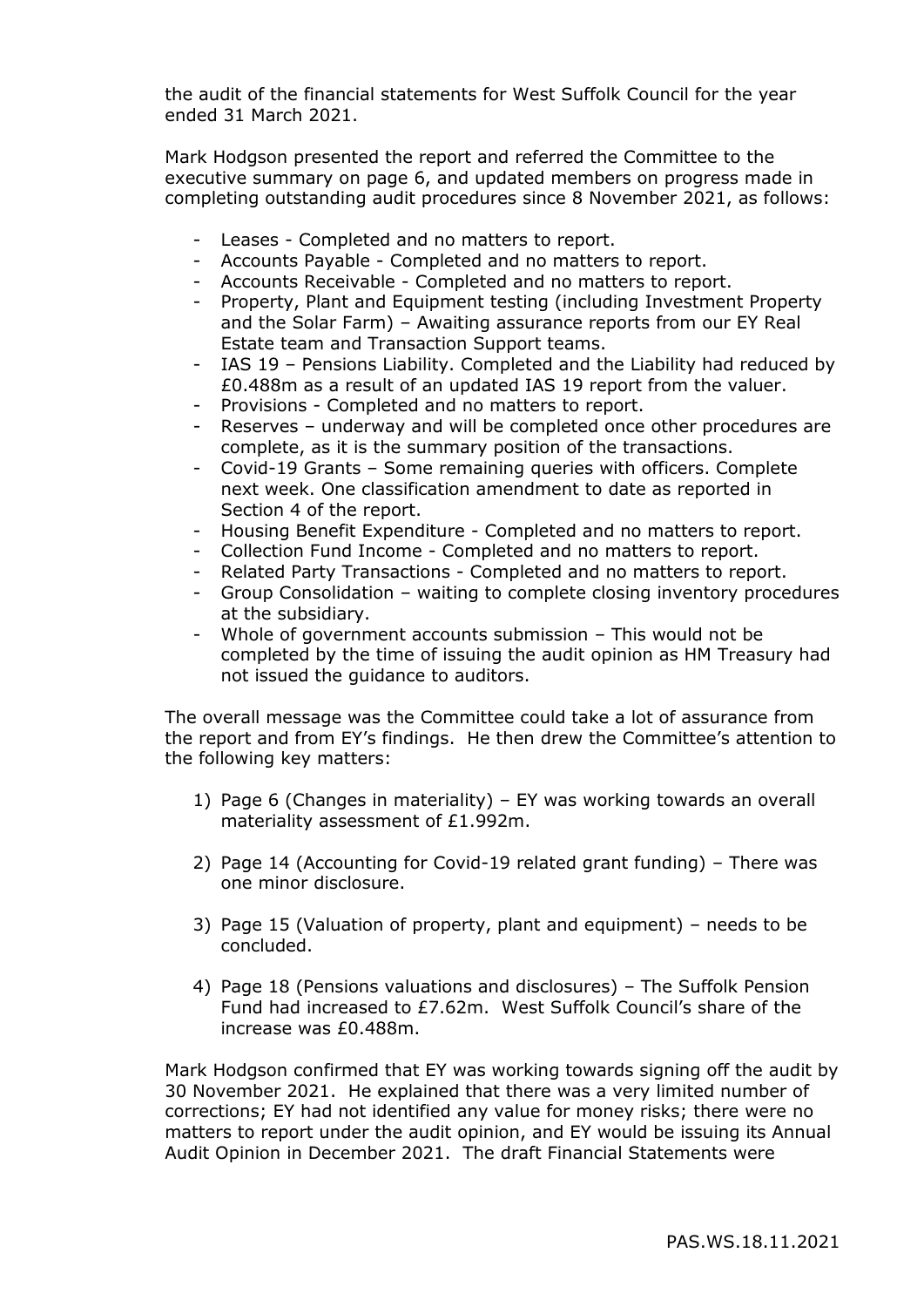the audit of the financial statements for West Suffolk Council for the year ended 31 March 2021.

Mark Hodgson presented the report and referred the Committee to the executive summary on page 6, and updated members on progress made in completing outstanding audit procedures since 8 November 2021, as follows:

- Leases - Completed and no matters to report.
- Accounts Payable - Completed and no matters to report.
- Accounts Receivable - Completed and no matters to report.
- Property, Plant and Equipment testing (including Investment Property and the Solar Farm) – Awaiting assurance reports from our EY Real Estate team and Transaction Support teams.
- IAS 19 – Pensions Liability. Completed and the Liability had reduced by £0.488m as a result of an updated IAS 19 report from the valuer.
- Provisions - Completed and no matters to report.
- Reserves – underway and will be completed once other procedures are complete, as it is the summary position of the transactions.
- Covid-19 Grants – Some remaining queries with officers. Complete next week. One classification amendment to date as reported in Section 4 of the report.
- Housing Benefit Expenditure - Completed and no matters to report.
- Collection Fund Income - Completed and no matters to report.
- Related Party Transactions - Completed and no matters to report.
- Group Consolidation – waiting to complete closing inventory procedures at the subsidiary.
- Whole of government accounts submission – This would not be completed by the time of issuing the audit opinion as HM Treasury had not issued the guidance to auditors.

The overall message was the Committee could take a lot of assurance from the report and from EY's findings. He then drew the Committee's attention to the following key matters:

1) Page 6 (Changes in materiality) – EY was working towards an overall materiality assessment of £1.992m.

2) Page 14 (Accounting for Covid-19 related grant funding) – There was one minor disclosure.

3) Page 15 (Valuation of property, plant and equipment) – needs to be concluded.

4) Page 18 (Pensions valuations and disclosures) – The Suffolk Pension Fund had increased to £7.62m. West Suffolk Council's share of the increase was £0.488m.

Mark Hodgson confirmed that EY was working towards signing off the audit by 30 November 2021. He explained that there was a very limited number of corrections; EY had not identified any value for money risks; there were no matters to report under the audit opinion, and EY would be issuing its Annual Audit Opinion in December 2021. The draft Financial Statements were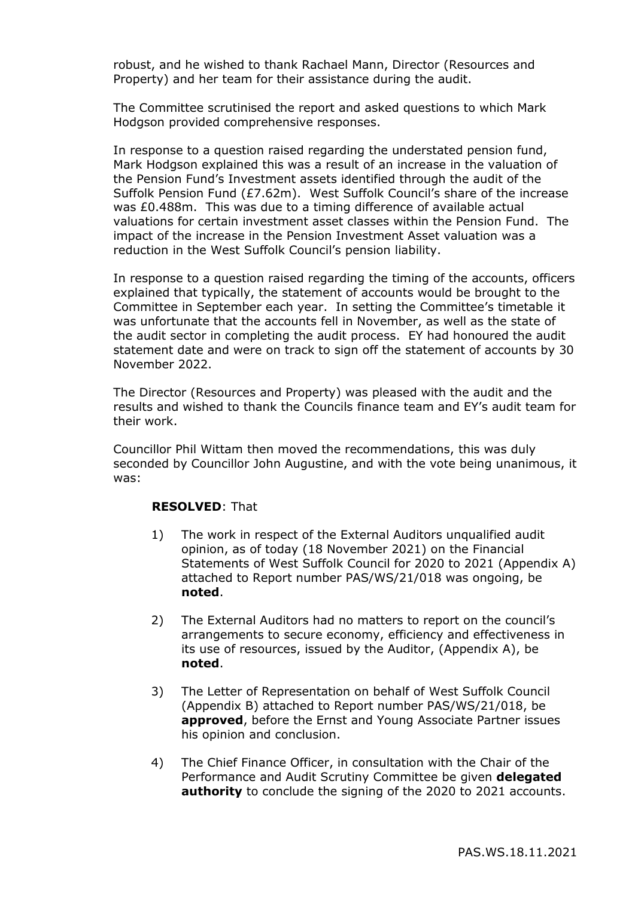robust, and he wished to thank Rachael Mann, Director (Resources and Property) and her team for their assistance during the audit.

The Committee scrutinised the report and asked questions to which Mark Hodgson provided comprehensive responses.

In response to a question raised regarding the understated pension fund, Mark Hodgson explained this was a result of an increase in the valuation of the Pension Fund's Investment assets identified through the audit of the Suffolk Pension Fund (£7.62m). West Suffolk Council's share of the increase was £0.488m. This was due to a timing difference of available actual valuations for certain investment asset classes within the Pension Fund. The impact of the increase in the Pension Investment Asset valuation was a reduction in the West Suffolk Council's pension liability.

In response to a question raised regarding the timing of the accounts, officers explained that typically, the statement of accounts would be brought to the Committee in September each year. In setting the Committee's timetable it was unfortunate that the accounts fell in November, as well as the state of the audit sector in completing the audit process. EY had honoured the audit statement date and were on track to sign off the statement of accounts by 30 November 2022.

The Director (Resources and Property) was pleased with the audit and the results and wished to thank the Councils finance team and EY's audit team for their work.

Councillor Phil Wittam then moved the recommendations, this was duly seconded by Councillor John Augustine, and with the vote being unanimous, it was:

**RESOLVED**: That

1) The work in respect of the External Auditors unqualified audit opinion, as of today (18 November 2021) on the Financial Statements of West Suffolk Council for 2020 to 2021 (Appendix A) attached to Report number PAS/WS/21/018 was ongoing, be **noted**.

2) The External Auditors had no matters to report on the council's arrangements to secure economy, efficiency and effectiveness in its use of resources, issued by the Auditor, (Appendix A), be **noted**.

3) The Letter of Representation on behalf of West Suffolk Council (Appendix B) attached to Report number PAS/WS/21/018, be **approved**, before the Ernst and Young Associate Partner issues his opinion and conclusion.

4) The Chief Finance Officer, in consultation with the Chair of the Performance and Audit Scrutiny Committee be given **delegated authority** to conclude the signing of the 2020 to 2021 accounts.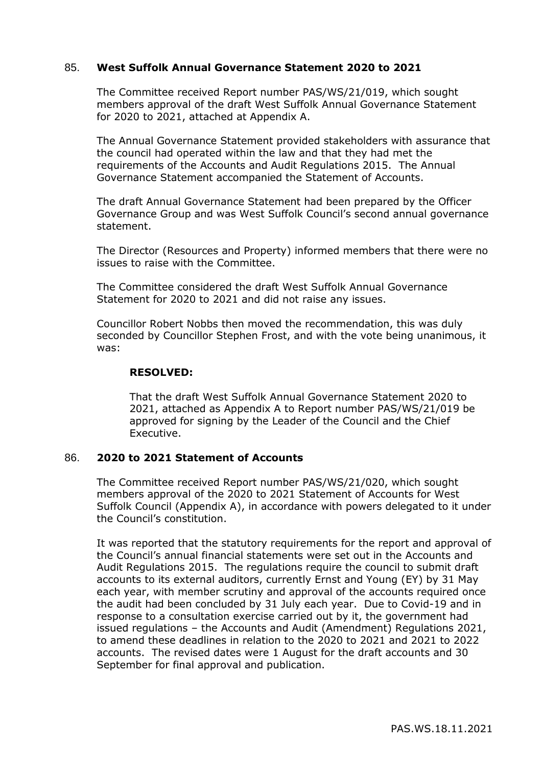## 85. West Suffolk Annual Governance Statement 2020 to 2021

The Committee received Report number PAS/WS/21/019, which sought members approval of the draft West Suffolk Annual Governance Statement for 2020 to 2021, attached at Appendix A.

The Annual Governance Statement provided stakeholders with assurance that the council had operated within the law and that they had met the requirements of the Accounts and Audit Regulations 2015. The Annual Governance Statement accompanied the Statement of Accounts.

The draft Annual Governance Statement had been prepared by the Officer Governance Group and was West Suffolk Council's second annual governance statement.

The Director (Resources and Property) informed members that there were no issues to raise with the Committee.

The Committee considered the draft West Suffolk Annual Governance Statement for 2020 to 2021 and did not raise any issues.

Councillor Robert Nobbs then moved the recommendation, this was duly seconded by Councillor Stephen Frost, and with the vote being unanimous, it was:

**RESOLVED:**

That the draft West Suffolk Annual Governance Statement 2020 to 2021, attached as Appendix A to Report number PAS/WS/21/019 be approved for signing by the Leader of the Council and the Chief Executive.

## 86. 2020 to 2021 Statement of Accounts

The Committee received Report number PAS/WS/21/020, which sought members approval of the 2020 to 2021 Statement of Accounts for West Suffolk Council (Appendix A), in accordance with powers delegated to it under the Council's constitution.

It was reported that the statutory requirements for the report and approval of the Council's annual financial statements were set out in the Accounts and Audit Regulations 2015. The regulations require the council to submit draft accounts to its external auditors, currently Ernst and Young (EY) by 31 May each year, with member scrutiny and approval of the accounts required once the audit had been concluded by 31 July each year. Due to Covid-19 and in response to a consultation exercise carried out by it, the government had issued regulations – the Accounts and Audit (Amendment) Regulations 2021, to amend these deadlines in relation to the 2020 to 2021 and 2021 to 2022 accounts. The revised dates were 1 August for the draft accounts and 30 September for final approval and publication.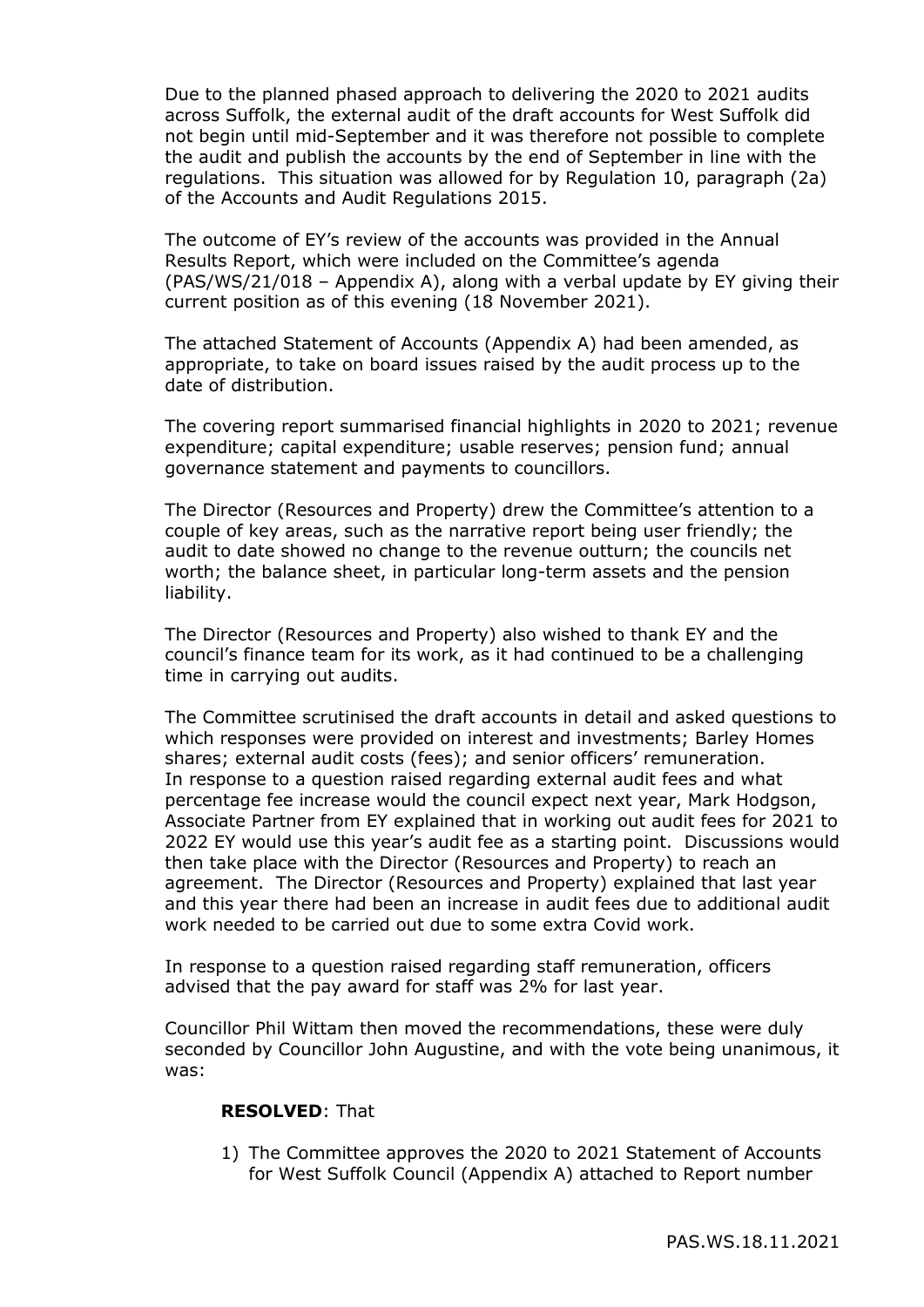Due to the planned phased approach to delivering the 2020 to 2021 audits across Suffolk, the external audit of the draft accounts for West Suffolk did not begin until mid-September and it was therefore not possible to complete the audit and publish the accounts by the end of September in line with the regulations. This situation was allowed for by Regulation 10, paragraph (2a) of the Accounts and Audit Regulations 2015.

The outcome of EY's review of the accounts was provided in the Annual Results Report, which were included on the Committee's agenda (PAS/WS/21/018 – Appendix A), along with a verbal update by EY giving their current position as of this evening (18 November 2021).

The attached Statement of Accounts (Appendix A) had been amended, as appropriate, to take on board issues raised by the audit process up to the date of distribution.

The covering report summarised financial highlights in 2020 to 2021; revenue expenditure; capital expenditure; usable reserves; pension fund; annual governance statement and payments to councillors.

The Director (Resources and Property) drew the Committee's attention to a couple of key areas, such as the narrative report being user friendly; the audit to date showed no change to the revenue outturn; the councils net worth; the balance sheet, in particular long-term assets and the pension liability.

The Director (Resources and Property) also wished to thank EY and the council's finance team for its work, as it had continued to be a challenging time in carrying out audits.

The Committee scrutinised the draft accounts in detail and asked questions to which responses were provided on interest and investments; Barley Homes shares; external audit costs (fees); and senior officers' remuneration. In response to a question raised regarding external audit fees and what percentage fee increase would the council expect next year, Mark Hodgson, Associate Partner from EY explained that in working out audit fees for 2021 to 2022 EY would use this year's audit fee as a starting point. Discussions would then take place with the Director (Resources and Property) to reach an agreement. The Director (Resources and Property) explained that last year and this year there had been an increase in audit fees due to additional audit work needed to be carried out due to some extra Covid work.

In response to a question raised regarding staff remuneration, officers advised that the pay award for staff was 2% for last year.

Councillor Phil Wittam then moved the recommendations, these were duly seconded by Councillor John Augustine, and with the vote being unanimous, it was:

**RESOLVED**: That

1) The Committee approves the 2020 to 2021 Statement of Accounts for West Suffolk Council (Appendix A) attached to Report number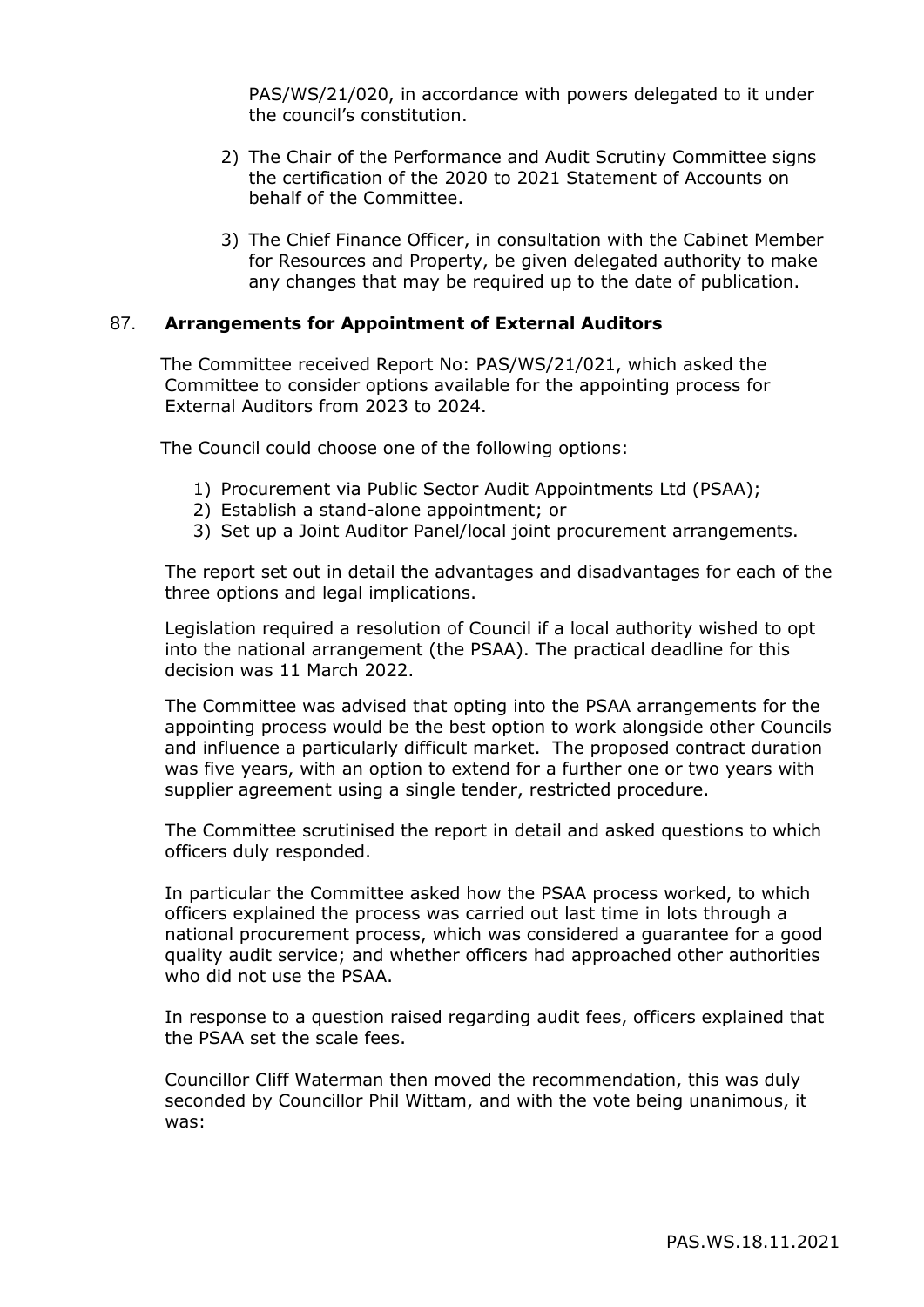PAS/WS/21/020, in accordance with powers delegated to it under the council's constitution.

2) The Chair of the Performance and Audit Scrutiny Committee signs the certification of the 2020 to 2021 Statement of Accounts on behalf of the Committee.

3) The Chief Finance Officer, in consultation with the Cabinet Member for Resources and Property, be given delegated authority to make any changes that may be required up to the date of publication.

## 87. **Arrangements for Appointment of External Auditors**

The Committee received Report No: PAS/WS/21/021, which asked the Committee to consider options available for the appointing process for External Auditors from 2023 to 2024.

The Council could choose one of the following options:

1) Procurement via Public Sector Audit Appointments Ltd (PSAA);
2) Establish a stand-alone appointment; or
3) Set up a Joint Auditor Panel/local joint procurement arrangements.

The report set out in detail the advantages and disadvantages for each of the three options and legal implications.

Legislation required a resolution of Council if a local authority wished to opt into the national arrangement (the PSAA). The practical deadline for this decision was 11 March 2022.

The Committee was advised that opting into the PSAA arrangements for the appointing process would be the best option to work alongside other Councils and influence a particularly difficult market. The proposed contract duration was five years, with an option to extend for a further one or two years with supplier agreement using a single tender, restricted procedure.

The Committee scrutinised the report in detail and asked questions to which officers duly responded.

In particular the Committee asked how the PSAA process worked, to which officers explained the process was carried out last time in lots through a national procurement process, which was considered a guarantee for a good quality audit service; and whether officers had approached other authorities who did not use the PSAA.

In response to a question raised regarding audit fees, officers explained that the PSAA set the scale fees.

Councillor Cliff Waterman then moved the recommendation, this was duly seconded by Councillor Phil Wittam, and with the vote being unanimous, it was: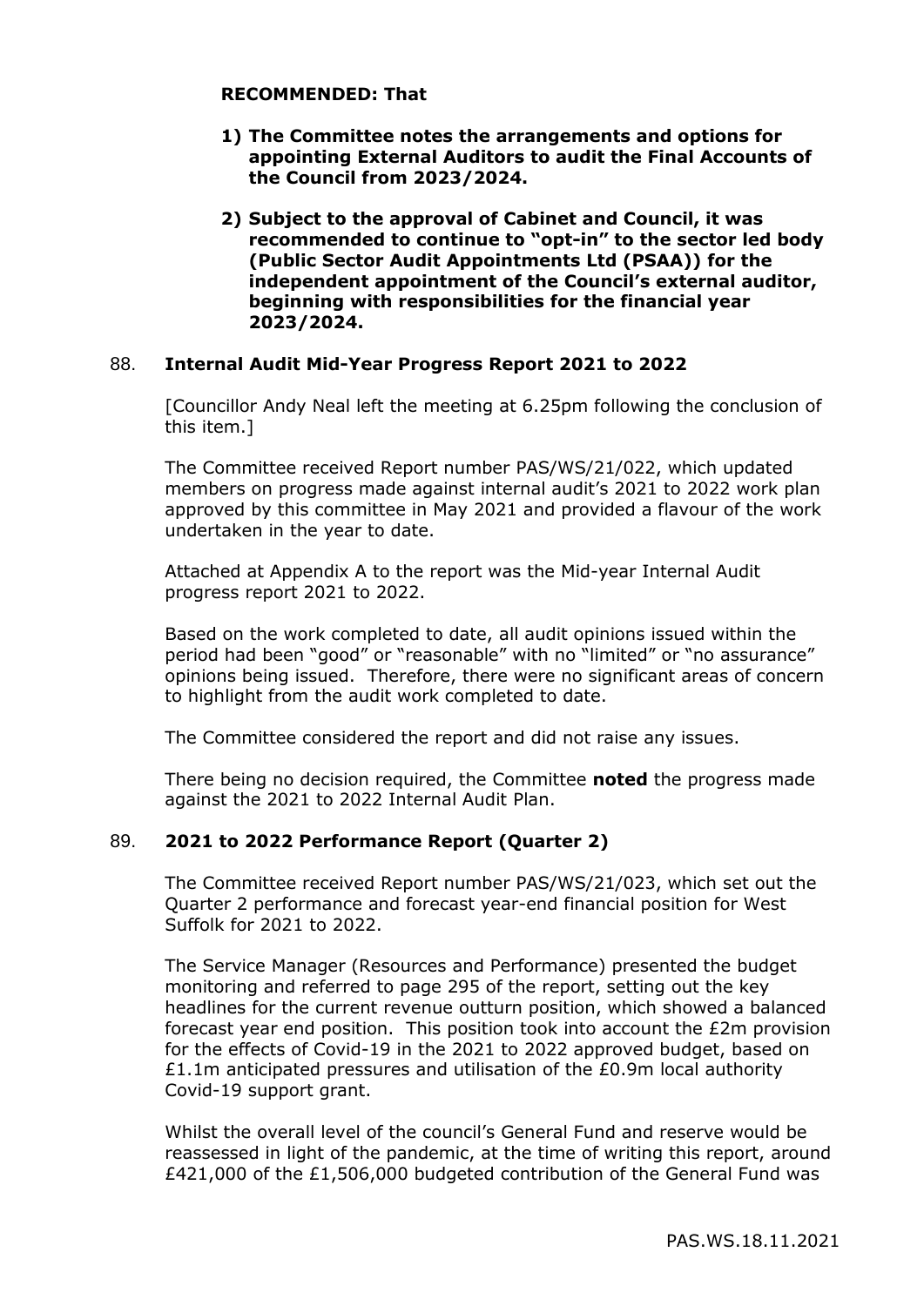**RECOMMENDED: That**

1) **The Committee notes the arrangements and options for appointing External Auditors to audit the Final Accounts of the Council from 2023/2024.**

2) **Subject to the approval of Cabinet and Council, it was recommended to continue to "opt-in" to the sector led body (Public Sector Audit Appointments Ltd (PSAA)) for the independent appointment of the Council's external auditor, beginning with responsibilities for the financial year 2023/2024.**

## 88. Internal Audit Mid-Year Progress Report 2021 to 2022

[Councillor Andy Neal left the meeting at 6.25pm following the conclusion of this item.]

The Committee received Report number PAS/WS/21/022, which updated members on progress made against internal audit's 2021 to 2022 work plan approved by this committee in May 2021 and provided a flavour of the work undertaken in the year to date.

Attached at Appendix A to the report was the Mid-year Internal Audit progress report 2021 to 2022.

Based on the work completed to date, all audit opinions issued within the period had been "good" or "reasonable" with no "limited" or "no assurance" opinions being issued. Therefore, there were no significant areas of concern to highlight from the audit work completed to date.

The Committee considered the report and did not raise any issues.

There being no decision required, the Committee **noted** the progress made against the 2021 to 2022 Internal Audit Plan.

## 89. 2021 to 2022 Performance Report (Quarter 2)

The Committee received Report number PAS/WS/21/023, which set out the Quarter 2 performance and forecast year-end financial position for West Suffolk for 2021 to 2022.

The Service Manager (Resources and Performance) presented the budget monitoring and referred to page 295 of the report, setting out the key headlines for the current revenue outturn position, which showed a balanced forecast year end position. This position took into account the £2m provision for the effects of Covid-19 in the 2021 to 2022 approved budget, based on £1.1m anticipated pressures and utilisation of the £0.9m local authority Covid-19 support grant.

Whilst the overall level of the council's General Fund and reserve would be reassessed in light of the pandemic, at the time of writing this report, around £421,000 of the £1,506,000 budgeted contribution of the General Fund was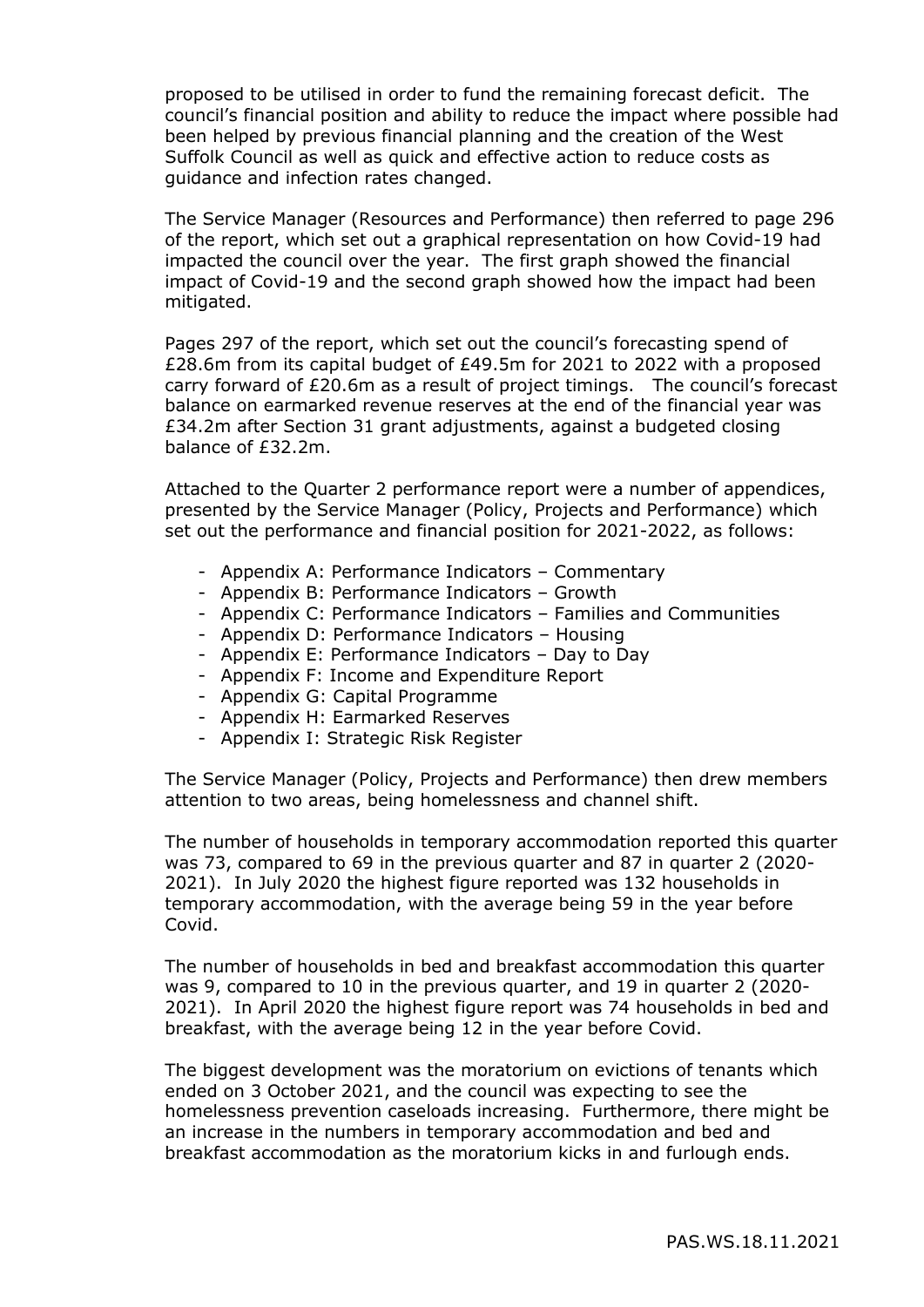proposed to be utilised in order to fund the remaining forecast deficit. The council's financial position and ability to reduce the impact where possible had been helped by previous financial planning and the creation of the West Suffolk Council as well as quick and effective action to reduce costs as guidance and infection rates changed.

The Service Manager (Resources and Performance) then referred to page 296 of the report, which set out a graphical representation on how Covid-19 had impacted the council over the year. The first graph showed the financial impact of Covid-19 and the second graph showed how the impact had been mitigated.

Pages 297 of the report, which set out the council's forecasting spend of £28.6m from its capital budget of £49.5m for 2021 to 2022 with a proposed carry forward of £20.6m as a result of project timings. The council's forecast balance on earmarked revenue reserves at the end of the financial year was £34.2m after Section 31 grant adjustments, against a budgeted closing balance of £32.2m.

Attached to the Quarter 2 performance report were a number of appendices, presented by the Service Manager (Policy, Projects and Performance) which set out the performance and financial position for 2021-2022, as follows:

- Appendix A: Performance Indicators – Commentary
- Appendix B: Performance Indicators – Growth
- Appendix C: Performance Indicators – Families and Communities
- Appendix D: Performance Indicators – Housing
- Appendix E: Performance Indicators – Day to Day
- Appendix F: Income and Expenditure Report
- Appendix G: Capital Programme
- Appendix H: Earmarked Reserves
- Appendix I: Strategic Risk Register

The Service Manager (Policy, Projects and Performance) then drew members attention to two areas, being homelessness and channel shift.

The number of households in temporary accommodation reported this quarter was 73, compared to 69 in the previous quarter and 87 in quarter 2 (2020-2021). In July 2020 the highest figure reported was 132 households in temporary accommodation, with the average being 59 in the year before Covid.

The number of households in bed and breakfast accommodation this quarter was 9, compared to 10 in the previous quarter, and 19 in quarter 2 (2020-2021). In April 2020 the highest figure report was 74 households in bed and breakfast, with the average being 12 in the year before Covid.

The biggest development was the moratorium on evictions of tenants which ended on 3 October 2021, and the council was expecting to see the homelessness prevention caseloads increasing. Furthermore, there might be an increase in the numbers in temporary accommodation and bed and breakfast accommodation as the moratorium kicks in and furlough ends.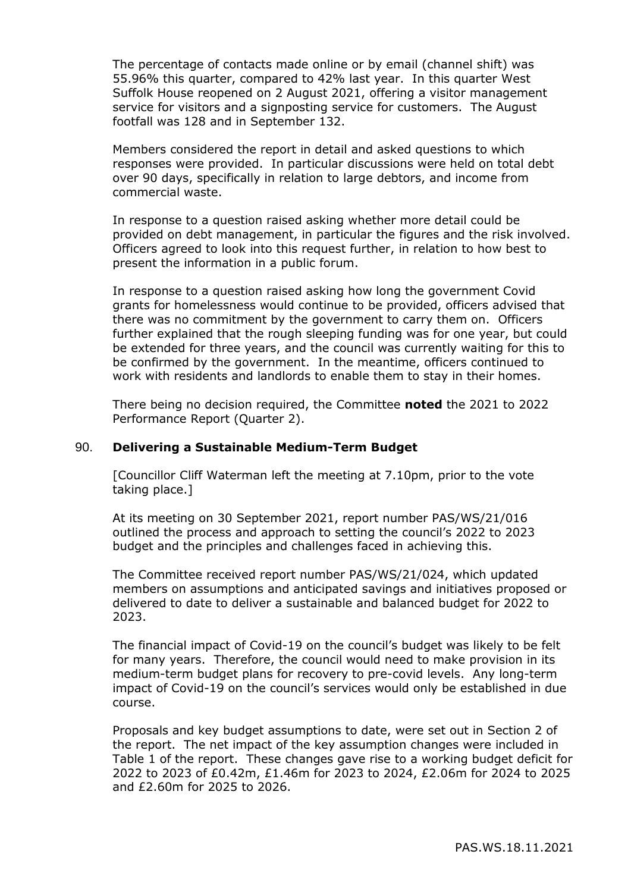The percentage of contacts made online or by email (channel shift) was 55.96% this quarter, compared to 42% last year. In this quarter West Suffolk House reopened on 2 August 2021, offering a visitor management service for visitors and a signposting service for customers. The August footfall was 128 and in September 132.

Members considered the report in detail and asked questions to which responses were provided. In particular discussions were held on total debt over 90 days, specifically in relation to large debtors, and income from commercial waste.

In response to a question raised asking whether more detail could be provided on debt management, in particular the figures and the risk involved. Officers agreed to look into this request further, in relation to how best to present the information in a public forum.

In response to a question raised asking how long the government Covid grants for homelessness would continue to be provided, officers advised that there was no commitment by the government to carry them on. Officers further explained that the rough sleeping funding was for one year, but could be extended for three years, and the council was currently waiting for this to be confirmed by the government. In the meantime, officers continued to work with residents and landlords to enable them to stay in their homes.

There being no decision required, the Committee **noted** the 2021 to 2022 Performance Report (Quarter 2).

## 90. Delivering a Sustainable Medium-Term Budget

[Councillor Cliff Waterman left the meeting at 7.10pm, prior to the vote taking place.]

At its meeting on 30 September 2021, report number PAS/WS/21/016 outlined the process and approach to setting the council's 2022 to 2023 budget and the principles and challenges faced in achieving this.

The Committee received report number PAS/WS/21/024, which updated members on assumptions and anticipated savings and initiatives proposed or delivered to date to deliver a sustainable and balanced budget for 2022 to 2023.

The financial impact of Covid-19 on the council's budget was likely to be felt for many years. Therefore, the council would need to make provision in its medium-term budget plans for recovery to pre-covid levels. Any long-term impact of Covid-19 on the council's services would only be established in due course.

Proposals and key budget assumptions to date, were set out in Section 2 of the report. The net impact of the key assumption changes were included in Table 1 of the report. These changes gave rise to a working budget deficit for 2022 to 2023 of £0.42m, £1.46m for 2023 to 2024, £2.06m for 2024 to 2025 and £2.60m for 2025 to 2026.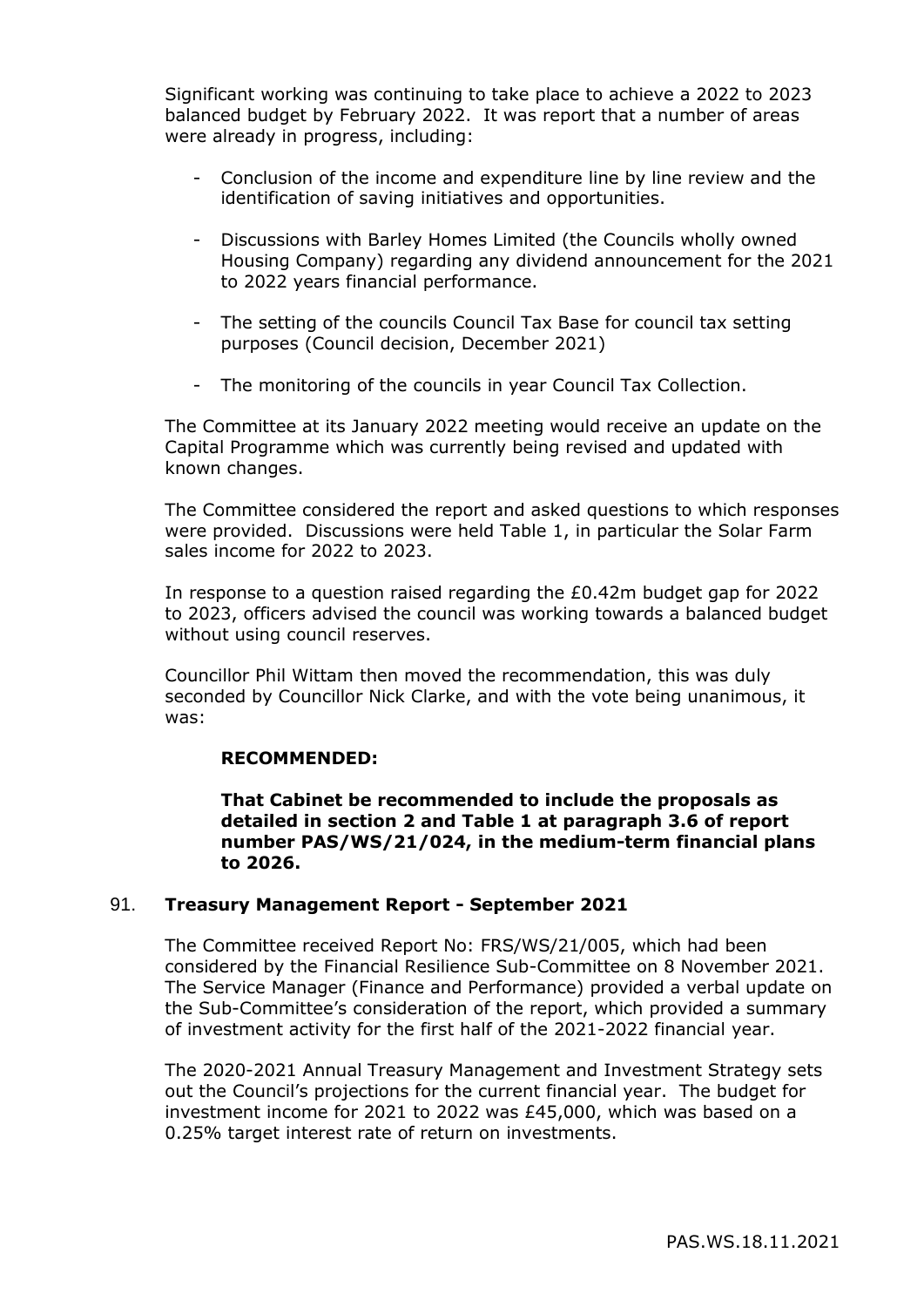Significant working was continuing to take place to achieve a 2022 to 2023 balanced budget by February 2022. It was report that a number of areas were already in progress, including:

- Conclusion of the income and expenditure line by line review and the identification of saving initiatives and opportunities.

- Discussions with Barley Homes Limited (the Councils wholly owned Housing Company) regarding any dividend announcement for the 2021 to 2022 years financial performance.

- The setting of the councils Council Tax Base for council tax setting purposes (Council decision, December 2021)

- The monitoring of the councils in year Council Tax Collection.

The Committee at its January 2022 meeting would receive an update on the Capital Programme which was currently being revised and updated with known changes.

The Committee considered the report and asked questions to which responses were provided. Discussions were held Table 1, in particular the Solar Farm sales income for 2022 to 2023.

In response to a question raised regarding the £0.42m budget gap for 2022 to 2023, officers advised the council was working towards a balanced budget without using council reserves.

Councillor Phil Wittam then moved the recommendation, this was duly seconded by Councillor Nick Clarke, and with the vote being unanimous, it was:

**RECOMMENDED:**

**That Cabinet be recommended to include the proposals as detailed in section 2 and Table 1 at paragraph 3.6 of report number PAS/WS/21/024, in the medium-term financial plans to 2026.**

## 91. Treasury Management Report - September 2021

The Committee received Report No: FRS/WS/21/005, which had been considered by the Financial Resilience Sub-Committee on 8 November 2021. The Service Manager (Finance and Performance) provided a verbal update on the Sub-Committee's consideration of the report, which provided a summary of investment activity for the first half of the 2021-2022 financial year.

The 2020-2021 Annual Treasury Management and Investment Strategy sets out the Council's projections for the current financial year. The budget for investment income for 2021 to 2022 was £45,000, which was based on a 0.25% target interest rate of return on investments.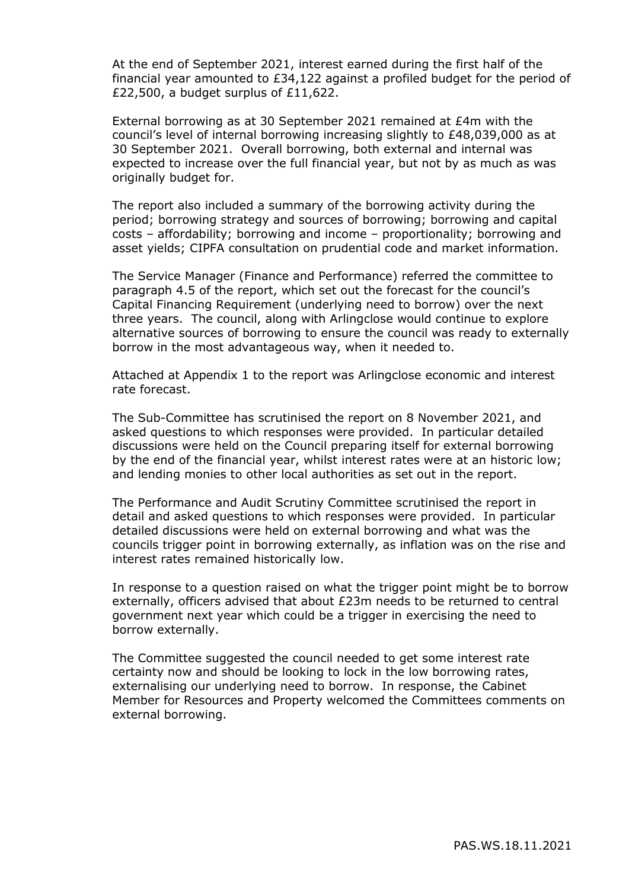At the end of September 2021, interest earned during the first half of the financial year amounted to £34,122 against a profiled budget for the period of £22,500, a budget surplus of £11,622.

External borrowing as at 30 September 2021 remained at £4m with the council's level of internal borrowing increasing slightly to £48,039,000 as at 30 September 2021. Overall borrowing, both external and internal was expected to increase over the full financial year, but not by as much as was originally budget for.

The report also included a summary of the borrowing activity during the period; borrowing strategy and sources of borrowing; borrowing and capital costs – affordability; borrowing and income – proportionality; borrowing and asset yields; CIPFA consultation on prudential code and market information.

The Service Manager (Finance and Performance) referred the committee to paragraph 4.5 of the report, which set out the forecast for the council's Capital Financing Requirement (underlying need to borrow) over the next three years. The council, along with Arlingclose would continue to explore alternative sources of borrowing to ensure the council was ready to externally borrow in the most advantageous way, when it needed to.

Attached at Appendix 1 to the report was Arlingclose economic and interest rate forecast.

The Sub-Committee has scrutinised the report on 8 November 2021, and asked questions to which responses were provided. In particular detailed discussions were held on the Council preparing itself for external borrowing by the end of the financial year, whilst interest rates were at an historic low; and lending monies to other local authorities as set out in the report.

The Performance and Audit Scrutiny Committee scrutinised the report in detail and asked questions to which responses were provided. In particular detailed discussions were held on external borrowing and what was the councils trigger point in borrowing externally, as inflation was on the rise and interest rates remained historically low.

In response to a question raised on what the trigger point might be to borrow externally, officers advised that about £23m needs to be returned to central government next year which could be a trigger in exercising the need to borrow externally.

The Committee suggested the council needed to get some interest rate certainty now and should be looking to lock in the low borrowing rates, externalising our underlying need to borrow. In response, the Cabinet Member for Resources and Property welcomed the Committees comments on external borrowing.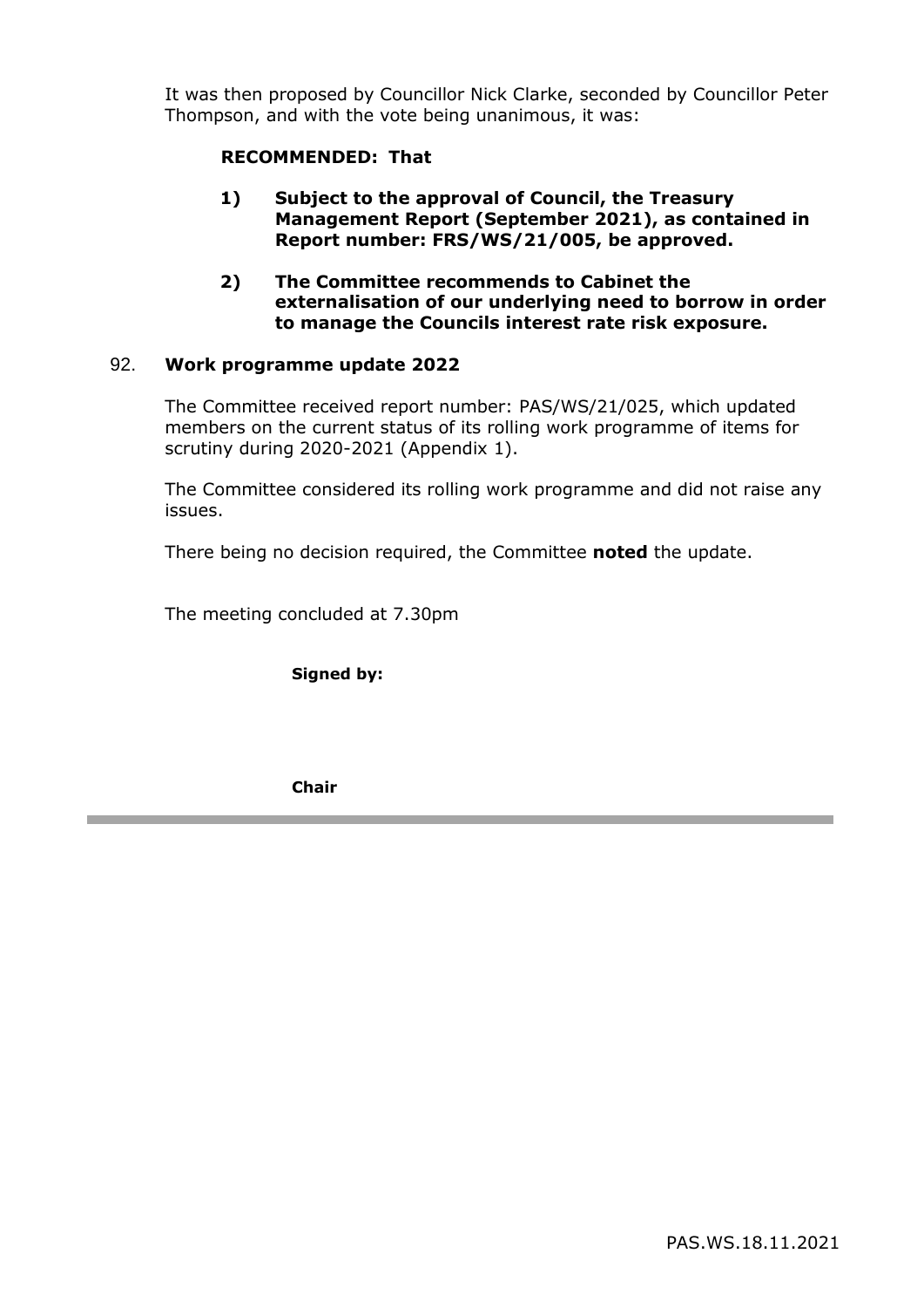It was then proposed by Councillor Nick Clarke, seconded by Councillor Peter Thompson, and with the vote being unanimous, it was:

**RECOMMENDED: That**

**1) Subject to the approval of Council, the Treasury Management Report (September 2021), as contained in Report number: FRS/WS/21/005, be approved.**

**2) The Committee recommends to Cabinet the externalisation of our underlying need to borrow in order to manage the Councils interest rate risk exposure.**

92. **Work programme update 2022**

The Committee received report number: PAS/WS/21/025, which updated members on the current status of its rolling work programme of items for scrutiny during 2020-2021 (Appendix 1).

The Committee considered its rolling work programme and did not raise any issues.

There being no decision required, the Committee **noted** the update.

The meeting concluded at 7.30pm

**Signed by:**

**Chair**